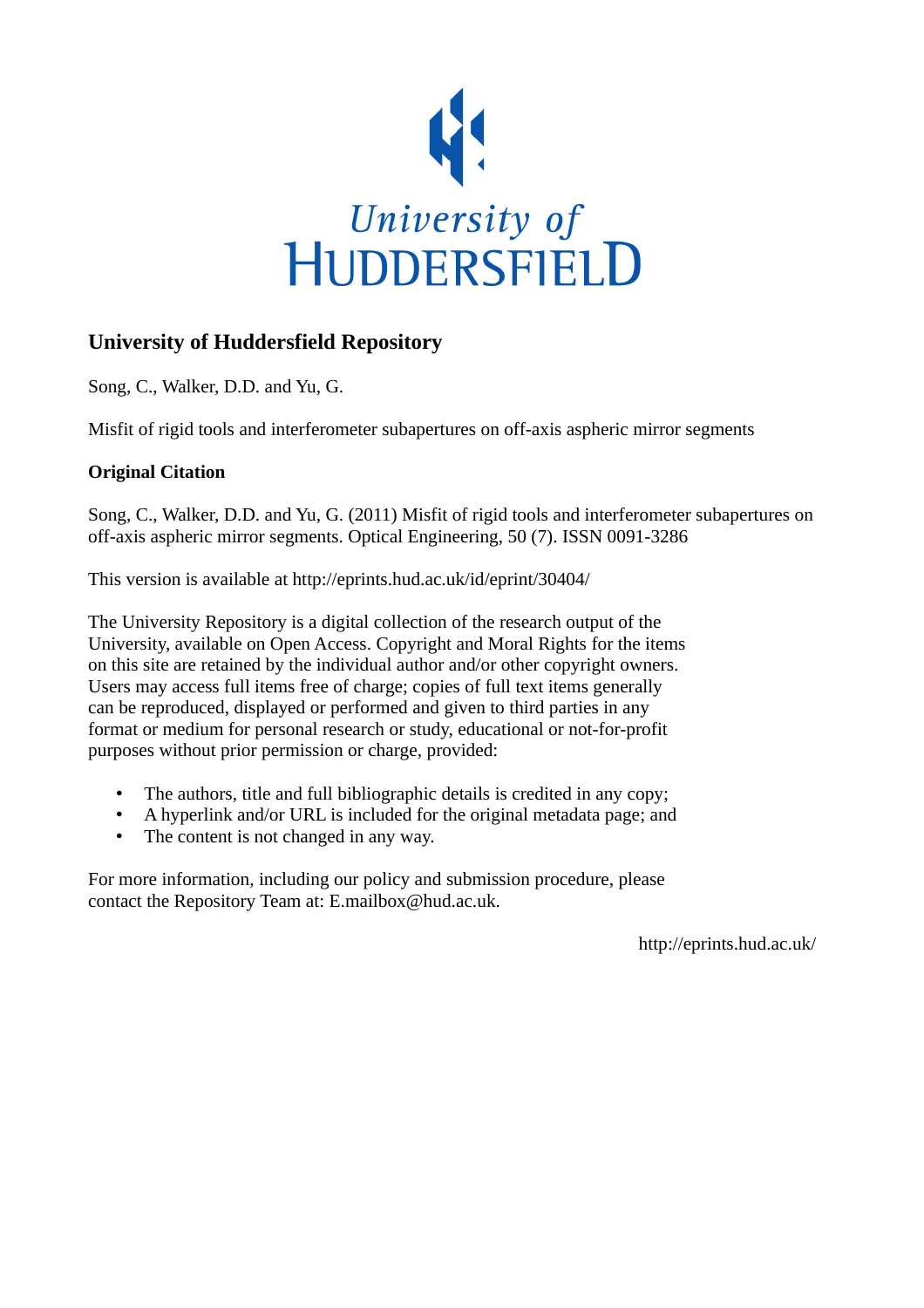University of HUDDERSFIELD

## University of Huddersfield Repository

Song, C., Walker, D.D. and Yu, G.

Misfit of rigid tools and interferometer subapertures on off-axis aspheric mirror segments

### Original Citation

Song, C., Walker, D.D. and Yu, G. (2011) Misfit of rigid tools and interferometer subapertures on off-axis aspheric mirror segments. Optical Engineering, 50 (7). ISSN 0091-3286

This version is available at http://eprints.hud.ac.uk/id/eprint/30404/

The University Repository is a digital collection of the research output of the University, available on Open Access. Copyright and Moral Rights for the items on this site are retained by the individual author and/or other copyright owners. Users may access full items free of charge; copies of full text items generally can be reproduced, displayed or performed and given to third parties in any format or medium for personal research or study, educational or not-for-profit purposes without prior permission or charge, provided:

- The authors, title and full bibliographic details is credited in any copy;
- A hyperlink and/or URL is included for the original metadata page; and
- The content is not changed in any way.

For more information, including our policy and submission procedure, please contact the Repository Team at: E.mailbox@hud.ac.uk.

http://eprints.hud.ac.uk/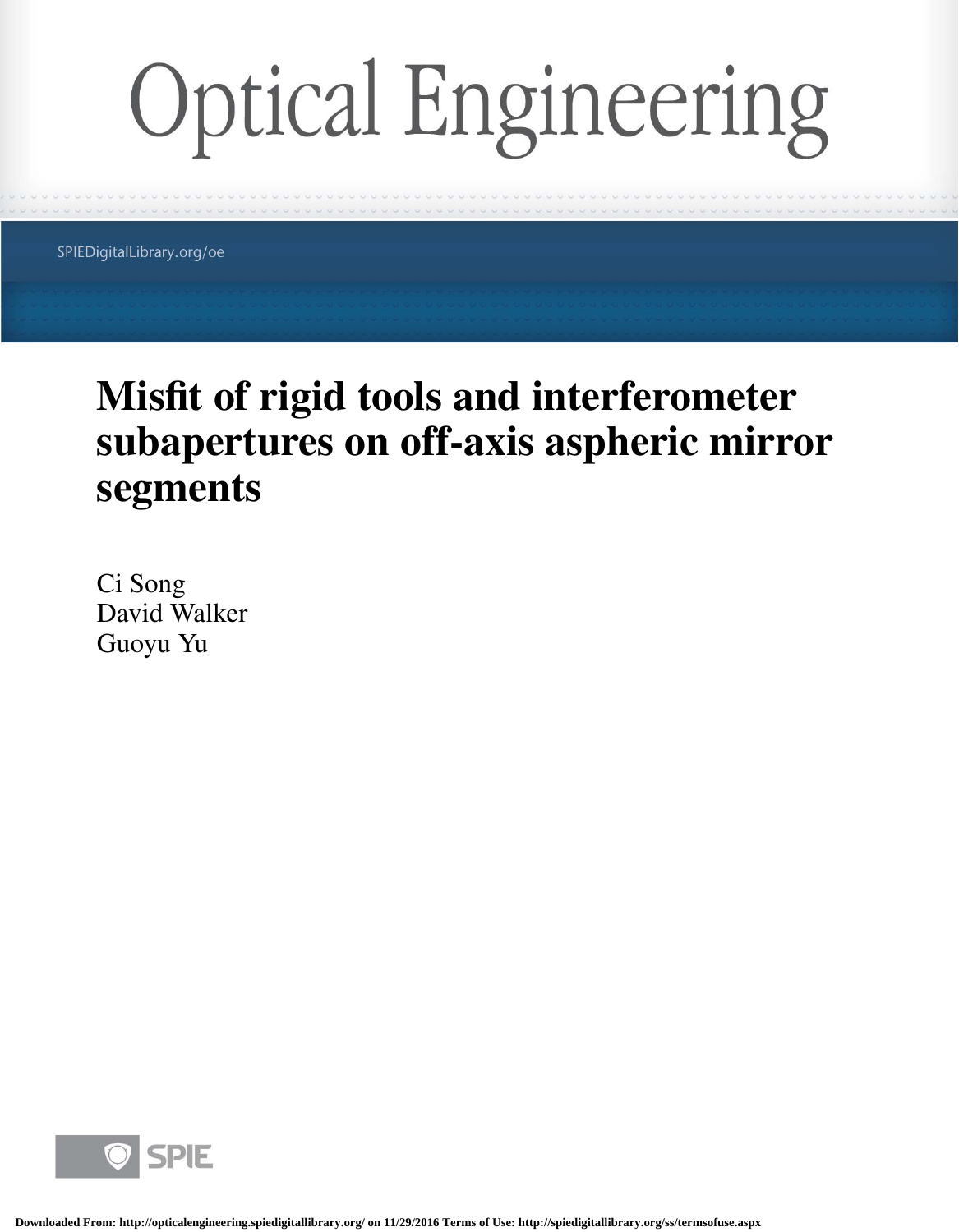# Misfit of rigid tools and interferometer subapertures on off-axis aspheric mirror segments

Ci Song
David Walker
Guoyu Yu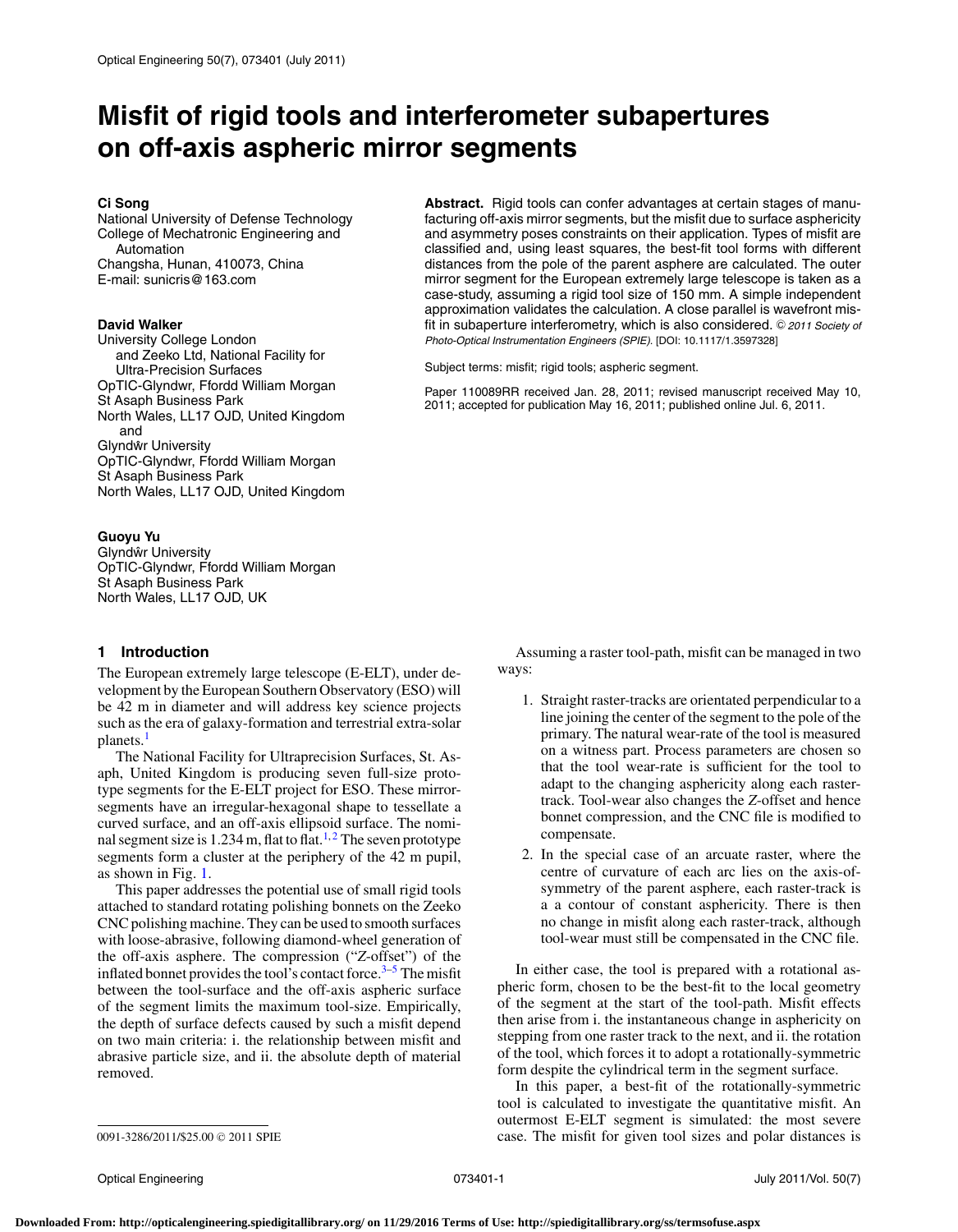# Misfit of rigid tools and interferometer subapertures on off-axis aspheric mirror segments

**Ci Song**
National University of Defense Technology
College of Mechatronic Engineering and Automation
Changsha, Hunan, 410073, China
E-mail: sunicris@163.com

**David Walker**
University College London
and Zeeko Ltd, National Facility for Ultra-Precision Surfaces
OpTIC-Glyndwr, Ffordd William Morgan
St Asaph Business Park
North Wales, LL17 OJD, United Kingdom
and
Glyndŵr University
OpTIC-Glyndwr, Ffordd William Morgan
St Asaph Business Park
North Wales, LL17 OJD, United Kingdom

**Guoyu Yu**
Glyndŵr University
OpTIC-Glyndwr, Ffordd William Morgan
St Asaph Business Park
North Wales, LL17 OJD, UK

**Abstract.** Rigid tools can confer advantages at certain stages of manufacturing off-axis mirror segments, but the misfit due to surface asphericity and asymmetry poses constraints on their application. Types of misfit are classified and, using least squares, the best-fit tool forms with different distances from the pole of the parent asphere are calculated. The outer mirror segment for the European extremely large telescope is taken as a case-study, assuming a rigid tool size of 150 mm. A simple independent approximation validates the calculation. A close parallel is wavefront misfit in subaperture interferometry, which is also considered. © *2011 Society of Photo-Optical Instrumentation Engineers (SPIE).* [DOI: 10.1117/1.3597328]

Subject terms: misfit; rigid tools; aspheric segment.

Paper 110089RR received Jan. 28, 2011; revised manuscript received May 10, 2011; accepted for publication May 16, 2011; published online Jul. 6, 2011.

## 1 Introduction

The European extremely large telescope (E-ELT), under development by the European Southern Observatory (ESO) will be 42 m in diameter and will address key science projects such as the era of galaxy-formation and terrestrial extra-solar planets.[1]

The National Facility for Ultraprecision Surfaces, St. Asaph, United Kingdom is producing seven full-size prototype segments for the E-ELT project for ESO. These mirror-segments have an irregular-hexagonal shape to tessellate a curved surface, and an off-axis ellipsoid surface. The nominal segment size is 1.234 m, flat to flat.[1,2] The seven prototype segments form a cluster at the periphery of the 42 m pupil, as shown in Fig. 1.

This paper addresses the potential use of small rigid tools attached to standard rotating polishing bonnets on the Zeeko CNC polishing machine. They can be used to smooth surfaces with loose-abrasive, following diamond-wheel generation of the off-axis asphere. The compression ("Z-offset") of the inflated bonnet provides the tool's contact force.[3–5] The misfit between the tool-surface and the off-axis aspheric surface of the segment limits the maximum tool-size. Empirically, the depth of surface defects caused by such a misfit depend on two main criteria: i. the relationship between misfit and abrasive particle size, and ii. the absolute depth of material removed.

Assuming a raster tool-path, misfit can be managed in two ways:

1. Straight raster-tracks are orientated perpendicular to a line joining the center of the segment to the pole of the primary. The natural wear-rate of the tool is measured on a witness part. Process parameters are chosen so that the tool wear-rate is sufficient for the tool to adapt to the changing asphericity along each raster-track. Tool-wear also changes the Z-offset and hence bonnet compression, and the CNC file is modified to compensate.
2. In the special case of an arcuate raster, where the centre of curvature of each arc lies on the axis-of-symmetry of the parent asphere, each raster-track is a a contour of constant asphericity. There is then no change in misfit along each raster-track, although tool-wear must still be compensated in the CNC file.

In either case, the tool is prepared with a rotational aspheric form, chosen to be the best-fit to the local geometry of the segment at the start of the tool-path. Misfit effects then arise from i. the instantaneous change in asphericity on stepping from one raster track to the next, and ii. the rotation of the tool, which forces it to adopt a rotationally-symmetric form despite the cylindrical term in the segment surface.

In this paper, a best-fit of the rotationally-symmetric tool is calculated to investigate the quantitative misfit. An outermost E-ELT segment is simulated: the most severe case. The misfit for given tool sizes and polar distances is

0091-3286/2011/$25.00 © 2011 SPIE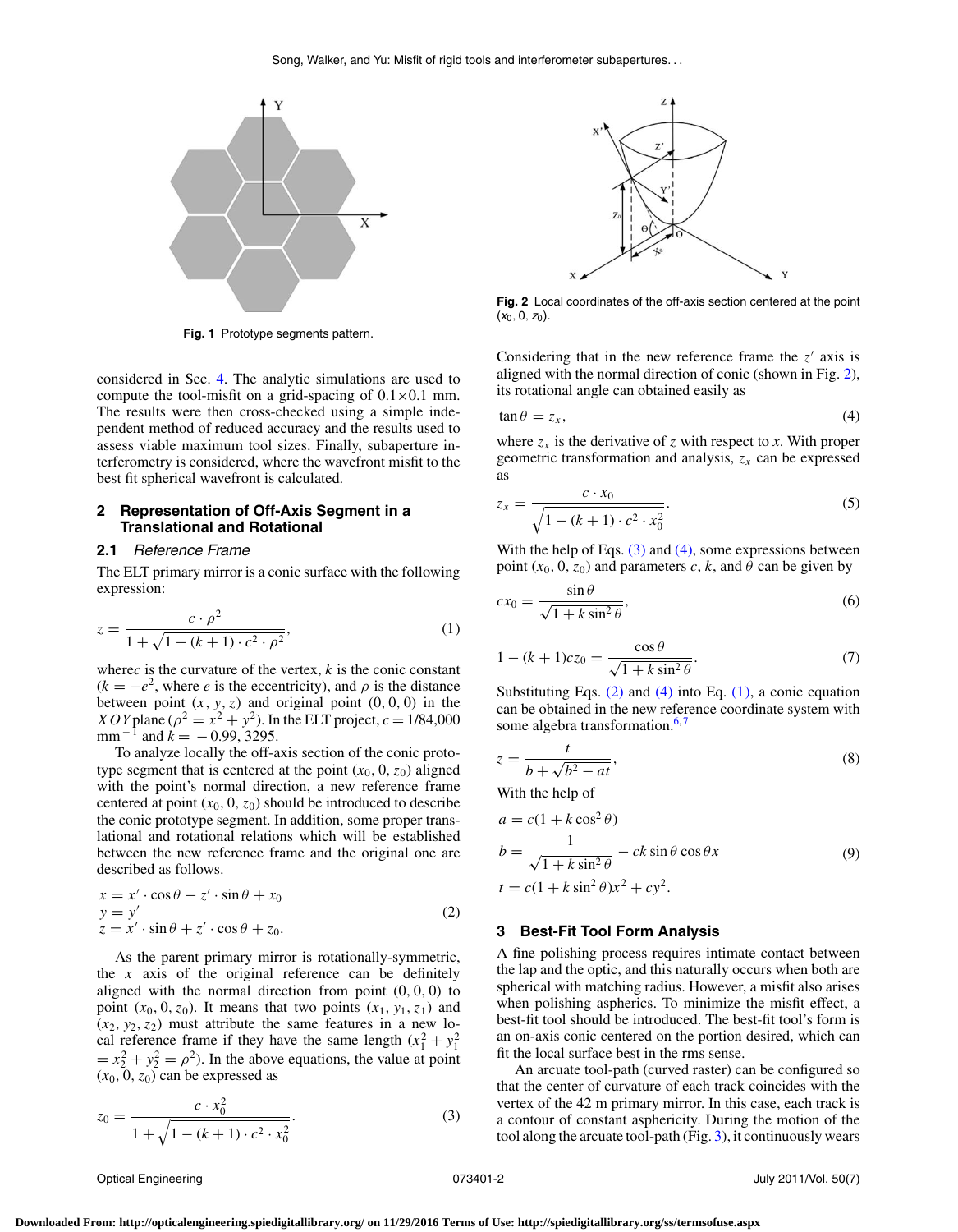Fig. 1 Prototype segments pattern.

Fig. 2 Local coordinates of the off-axis section centered at the point $(x_0, 0, z_0)$.

considered in Sec. 4. The analytic simulations are used to compute the tool-misfit on a grid-spacing of $0.1\times0.1$ mm. The results were then cross-checked using a simple independent method of reduced accuracy and the results used to assess viable maximum tool sizes. Finally, subaperture interferometry is considered, where the wavefront misfit to the best fit spherical wavefront is calculated.

## 2 Representation of Off-Axis Segment in a Translational and Rotational

### 2.1 *Reference Frame*

The ELT primary mirror is a conic surface with the following expression:

$$z = \frac{c\cdot\rho^2}{1+\sqrt{1-(k+1)\cdot c^2\cdot\rho^2}}, \tag{1}$$

where $c$ is the curvature of the vertex, $k$ is the conic constant ($k=-e^2$, where $e$ is the eccentricity), and $\rho$ is the distance between point $(x, y, z)$ and original point $(0, 0, 0)$ in the $XOY$ plane ($\rho^2 = x^2 + y^2$). In the ELT project, $c = 1/84{,}000$ mm$^{-1}$ and $k = -0.99$, 3295.

To analyze locally the off-axis section of the conic prototype segment that is centered at the point $(x_0, 0, z_0)$ aligned with the point's normal direction, a new reference frame centered at point $(x_0, 0, z_0)$ should be introduced to describe the conic prototype segment. In addition, some proper translational and rotational relations which will be established between the new reference frame and the original one are described as follows.

$$\begin{aligned} x &= x'\cdot\cos\theta - z'\cdot\sin\theta + x_0 \\ y &= y' \\ z &= x'\cdot\sin\theta + z'\cdot\cos\theta + z_0. \end{aligned} \tag{2}$$

As the parent primary mirror is rotationally-symmetric, the $x$ axis of the original reference can be definitely aligned with the normal direction from point $(0, 0, 0)$ to point $(x_0, 0, z_0)$. It means that two points $(x_1, y_1, z_1)$ and $(x_2, y_2, z_2)$ must attribute the same features in a new local reference frame if they have the same length ($x_1^2 + y_1^2 = x_2^2 + y_2^2 = \rho^2$). In the above equations, the value at point $(x_0, 0, z_0)$ can be expressed as

$$z_0 = \frac{c\cdot x_0^2}{1+\sqrt{1-(k+1)\cdot c^2\cdot x_0^2}}. \tag{3}$$

Considering that in the new reference frame the $z'$ axis is aligned with the normal direction of conic (shown in Fig. 2), its rotational angle can obtained easily as

$$\tan\theta = z_x, \tag{4}$$

where $z_x$ is the derivative of $z$ with respect to $x$. With proper geometric transformation and analysis, $z_x$ can be expressed as

$$z_x = \frac{c\cdot x_0}{\sqrt{1-(k+1)\cdot c^2\cdot x_0^2}}. \tag{5}$$

With the help of Eqs. (3) and (4), some expressions between point $(x_0, 0, z_0)$ and parameters $c$, $k$, and $\theta$ can be given by

$$cx_0 = \frac{\sin\theta}{\sqrt{1+k\sin^2\theta}}, \tag{6}$$

$$1-(k+1)cz_0 = \frac{\cos\theta}{\sqrt{1+k\sin^2\theta}}. \tag{7}$$

Substituting Eqs. (2) and (4) into Eq. (1), a conic equation can be obtained in the new reference coordinate system with some algebra transformation.[6,7]

$$z = \frac{t}{b+\sqrt{b^2-at}}, \tag{8}$$

With the help of

$$\begin{aligned} a &= c(1+k\cos^2\theta) \\ b &= \frac{1}{\sqrt{1+k\sin^2\theta}} - ck\sin\theta\cos\theta x \\ t &= c(1+k\sin^2\theta)x^2 + cy^2. \end{aligned} \tag{9}$$

## 3 Best-Fit Tool Form Analysis

A fine polishing process requires intimate contact between the lap and the optic, and this naturally occurs when both are spherical with matching radius. However, a misfit also arises when polishing aspherics. To minimize the misfit effect, a best-fit tool should be introduced. The best-fit tool's form is an on-axis conic centered on the portion desired, which can fit the local surface best in the rms sense.

An arcuate tool-path (curved raster) can be configured so that the center of curvature of each track coincides with the vertex of the 42 m primary mirror. In this case, each track is a contour of constant asphericity. During the motion of the tool along the arcuate tool-path (Fig. 3), it continuously wears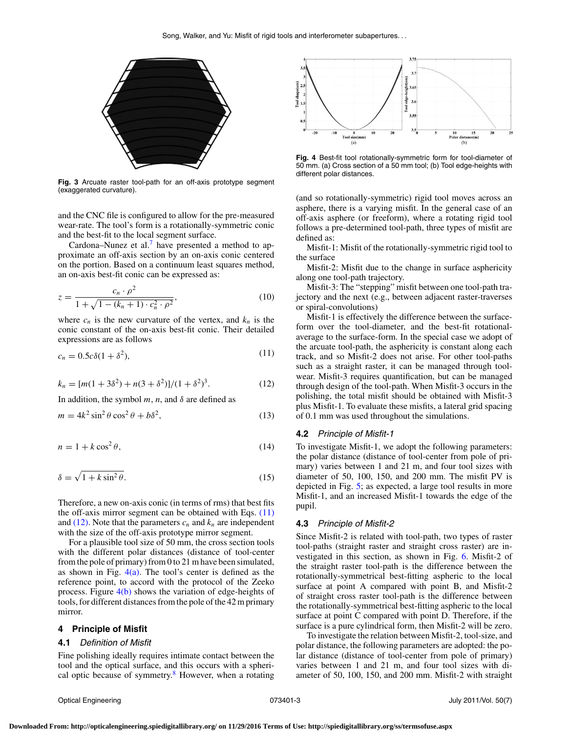Fig. 3 Arcuate raster tool-path for an off-axis prototype segment (exaggerated curvature).

and the CNC file is configured to allow for the pre-measured wear-rate. The tool's form is a rotationally-symmetric conic and the best-fit to the local segment surface.

Cardona–Nunez et al.[7] have presented a method to approximate an off-axis section by an on-axis conic centered on the portion. Based on a continuum least squares method, an on-axis best-fit conic can be expressed as:

$$z = \frac{c_n \cdot \rho^2}{1 + \sqrt{1 - (k_n + 1) \cdot c_n^2 \cdot \rho^2}}, \tag{10}$$

where $c_n$ is the new curvature of the vertex, and $k_n$ is the conic constant of the on-axis best-fit conic. Their detailed expressions are as follows

$$c_n = 0.5c\delta(1 + \delta^2), \tag{11}$$

$$k_n = [m(1 + 3\delta^2) + n(3 + \delta^2)]/(1 + \delta^2)^3. \tag{12}$$

In addition, the symbol $m$, $n$, and $\delta$ are defined as

$$m = 4k^2 \sin^2\theta \cos^2\theta + b\delta^2, \tag{13}$$

$$n = 1 + k\cos^2\theta, \tag{14}$$

$$\delta = \sqrt{1 + k\sin^2\theta}. \tag{15}$$

Therefore, a new on-axis conic (in terms of rms) that best fits the off-axis mirror segment can be obtained with Eqs. (11) and (12). Note that the parameters $c_n$ and $k_n$ are independent with the size of the off-axis prototype mirror segment.

For a plausible tool size of 50 mm, the cross section tools with the different polar distances (distance of tool-center from the pole of primary) from 0 to 21 m have been simulated, as shown in Fig. 4(a). The tool's center is defined as the reference point, to accord with the protocol of the Zeeko process. Figure 4(b) shows the variation of edge-heights of tools, for different distances from the pole of the 42 m primary mirror.

## 4 Principle of Misfit

### 4.1 *Definition of Misfit*

Fine polishing ideally requires intimate contact between the tool and the optical surface, and this occurs with a spherical optic because of symmetry.[8] However, when a rotating

Fig. 4 Best-fit tool rotationally-symmetric form for tool-diameter of 50 mm. (a) Cross section of a 50 mm tool; (b) Tool edge-heights with different polar distances.

(and so rotationally-symmetric) rigid tool moves across an asphere, there is a varying misfit. In the general case of an off-axis asphere (or freeform), where a rotating rigid tool follows a pre-determined tool-path, three types of misfit are defined as:

Misfit-1: Misfit of the rotationally-symmetric rigid tool to the surface

Misfit-2: Misfit due to the change in surface asphericity along one tool-path trajectory.

Misfit-3: The "stepping" misfit between one tool-path trajectory and the next (e.g., between adjacent raster-traverses or spiral-convolutions)

Misfit-1 is effectively the difference between the surface-form over the tool-diameter, and the best-fit rotational-average to the surface-form. In the special case we adopt of the arcuate tool-path, the asphericity is constant along each track, and so Misfit-2 does not arise. For other tool-paths such as a straight raster, it can be managed through tool-wear. Misfit-3 requires quantification, but can be managed through design of the tool-path. When Misfit-3 occurs in the polishing, the total misfit should be obtained with Misfit-3 plus Misfit-1. To evaluate these misfits, a lateral grid spacing of 0.1 mm was used throughout the simulations.

### 4.2 *Principle of Misfit-1*

To investigate Misfit-1, we adopt the following parameters: the polar distance (distance of tool-center from pole of primary) varies between 1 and 21 m, and four tool sizes with diameter of 50, 100, 150, and 200 mm. The misfit PV is depicted in Fig. 5; as expected, a large tool results in more Misfit-1, and an increased Misfit-1 towards the edge of the pupil.

### 4.3 *Principle of Misfit-2*

Since Misfit-2 is related with tool-path, two types of raster tool-paths (straight raster and straight cross raster) are investigated in this section, as shown in Fig. 6. Misfit-2 of the straight raster tool-path is the difference between the rotationally-symmetrical best-fitting aspheric to the local surface at point A compared with point B, and Misfit-2 of straight cross raster tool-path is the difference between the rotationally-symmetrical best-fitting aspheric to the local surface at point C compared with point D. Therefore, if the surface is a pure cylindrical form, then Misfit-2 will be zero.

To investigate the relation between Misfit-2, tool-size, and polar distance, the following parameters are adopted: the polar distance (distance of tool-center from pole of primary) varies between 1 and 21 m, and four tool sizes with diameter of 50, 100, 150, and 200 mm. Misfit-2 with straight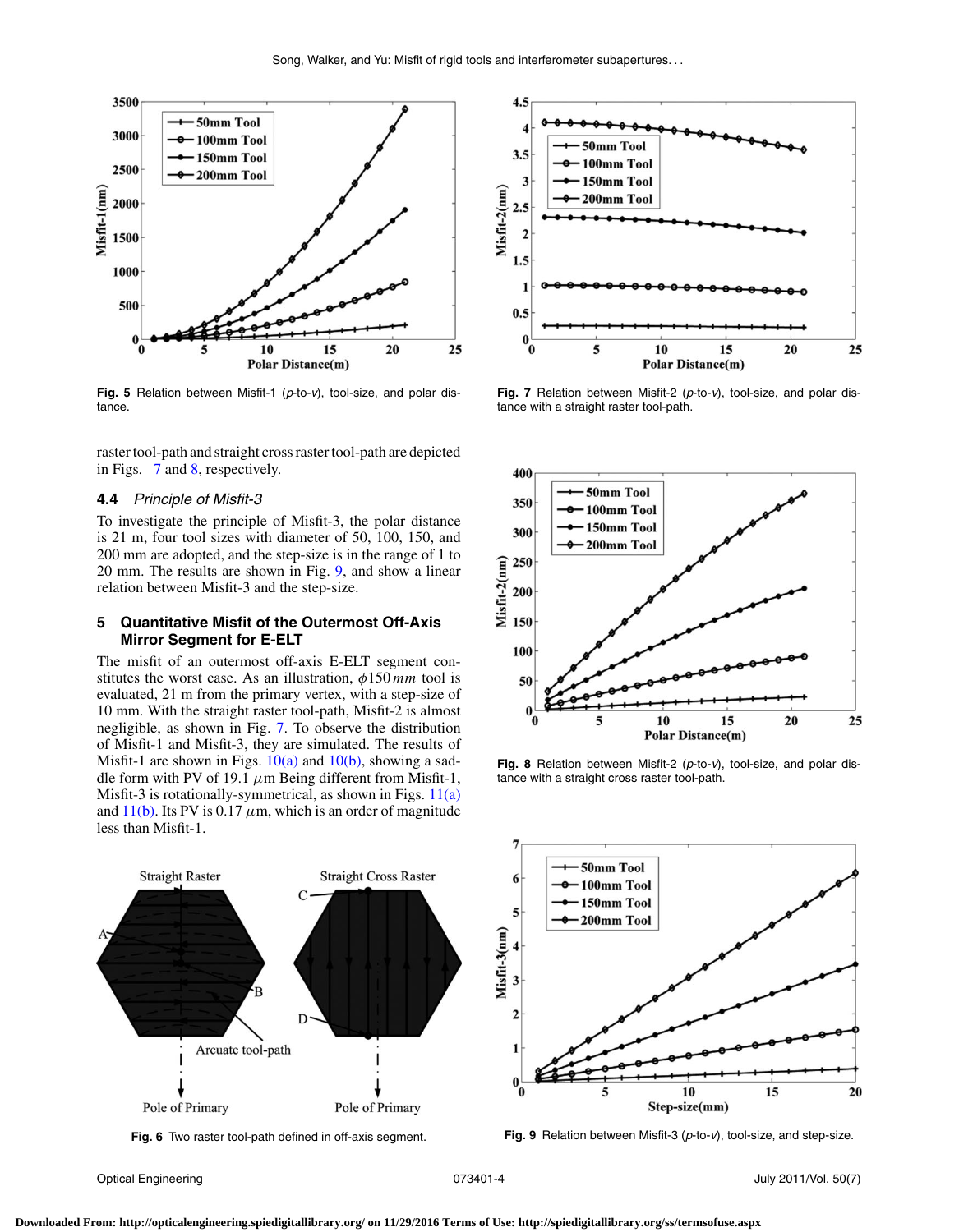Fig. 5 Relation between Misfit-1 (*p*-to-*v*), tool-size, and polar distance.

Fig. 7 Relation between Misfit-2 (*p*-to-*v*), tool-size, and polar distance with a straight raster tool-path.

raster tool-path and straight cross raster tool-path are depicted in Figs. 7 and 8, respectively.

### 4.4 *Principle of Misfit-3*

To investigate the principle of Misfit-3, the polar distance is 21 m, four tool sizes with diameter of 50, 100, 150, and 200 mm are adopted, and the step-size is in the range of 1 to 20 mm. The results are shown in Fig. 9, and show a linear relation between Misfit-3 and the step-size.

## 5 Quantitative Misfit of the Outermost Off-Axis Mirror Segment for E-ELT

The misfit of an outermost off-axis E-ELT segment constitutes the worst case. As an illustration, $\phi 150\,mm$ tool is evaluated, 21 m from the primary vertex, with a step-size of 10 mm. With the straight raster tool-path, Misfit-2 is almost negligible, as shown in Fig. 7. To observe the distribution of Misfit-1 and Misfit-3, they are simulated. The results of Misfit-1 are shown in Figs. 10(a) and 10(b), showing a saddle form with PV of 19.1 $\mu$m Being different from Misfit-1, Misfit-3 is rotationally-symmetrical, as shown in Figs. 11(a) and 11(b). Its PV is 0.17 $\mu$m, which is an order of magnitude less than Misfit-1.

Fig. 8 Relation between Misfit-2 (*p*-to-*v*), tool-size, and polar distance with a straight cross raster tool-path.

Fig. 6 Two raster tool-path defined in off-axis segment.

Fig. 9 Relation between Misfit-3 (*p*-to-*v*), tool-size, and step-size.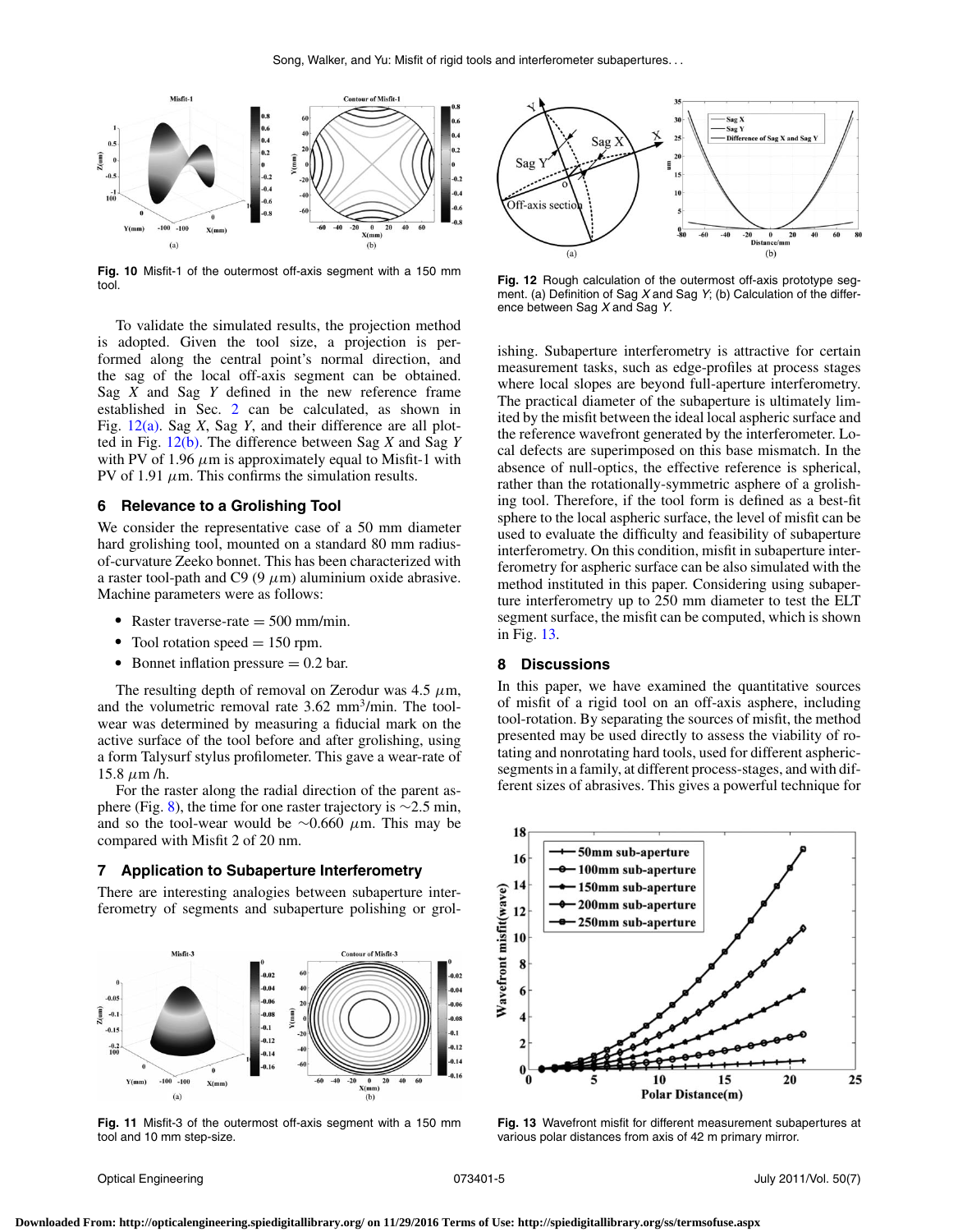**Fig. 10** Misfit-1 of the outermost off-axis segment with a 150 mm tool.

To validate the simulated results, the projection method is adopted. Given the tool size, a projection is performed along the central point's normal direction, and the sag of the local off-axis segment can be obtained. Sag $X$ and Sag $Y$ defined in the new reference frame established in Sec. 2 can be calculated, as shown in Fig. 12(a). Sag $X$, Sag $Y$, and their difference are all plotted in Fig. 12(b). The difference between Sag $X$ and Sag $Y$ with PV of 1.96 $\mu$m is approximately equal to Misfit-1 with PV of 1.91 $\mu$m. This confirms the simulation results.

## 6 Relevance to a Grolishing Tool

We consider the representative case of a 50 mm diameter hard grolishing tool, mounted on a standard 80 mm radius-of-curvature Zeeko bonnet. This has been characterized with a raster tool-path and C9 (9 $\mu$m) aluminium oxide abrasive. Machine parameters were as follows:

- Raster traverse-rate = 500 mm/min.
- Tool rotation speed = 150 rpm.
- Bonnet inflation pressure = 0.2 bar.

The resulting depth of removal on Zerodur was 4.5 $\mu$m, and the volumetric removal rate 3.62 mm$^3$/min. The tool-wear was determined by measuring a fiducial mark on the active surface of the tool before and after grolishing, using a form Talysurf stylus profilometer. This gave a wear-rate of 15.8 $\mu$m /h.

For the raster along the radial direction of the parent asphere (Fig. 8), the time for one raster trajectory is ∼2.5 min, and so the tool-wear would be ∼0.660 $\mu$m. This may be compared with Misfit 2 of 20 nm.

## 7 Application to Subaperture Interferometry

There are interesting analogies between subaperture interferometry of segments and subaperture polishing or grolishing. Subaperture interferometry is attractive for certain measurement tasks, such as edge-profiles at process stages where local slopes are beyond full-aperture interferometry. The practical diameter of the subaperture is ultimately limited by the misfit between the ideal local aspheric surface and the reference wavefront generated by the interferometer. Local defects are superimposed on this base mismatch. In the absence of null-optics, the effective reference is spherical, rather than the rotationally-symmetric asphere of a grolishing tool. Therefore, if the tool form is defined as a best-fit sphere to the local aspheric surface, the level of misfit can be used to evaluate the difficulty and feasibility of subaperture interferometry. On this condition, misfit in subaperture interferometry for aspheric surface can be also simulated with the method instituted in this paper. Considering using subaperture interferometry up to 250 mm diameter to test the ELT segment surface, the misfit can be computed, which is shown in Fig. 13.

**Fig. 11** Misfit-3 of the outermost off-axis segment with a 150 mm tool and 10 mm step-size.

**Fig. 12** Rough calculation of the outermost off-axis prototype segment. (a) Definition of Sag $X$ and Sag $Y$; (b) Calculation of the difference between Sag $X$ and Sag $Y$.

## 8 Discussions

In this paper, we have examined the quantitative sources of misfit of a rigid tool on an off-axis asphere, including tool-rotation. By separating the sources of misfit, the method presented may be used directly to assess the viability of rotating and nonrotating hard tools, used for different aspheric-segments in a family, at different process-stages, and with different sizes of abrasives. This gives a powerful technique for

**Fig. 13** Wavefront misfit for different measurement subapertures at various polar distances from axis of 42 m primary mirror.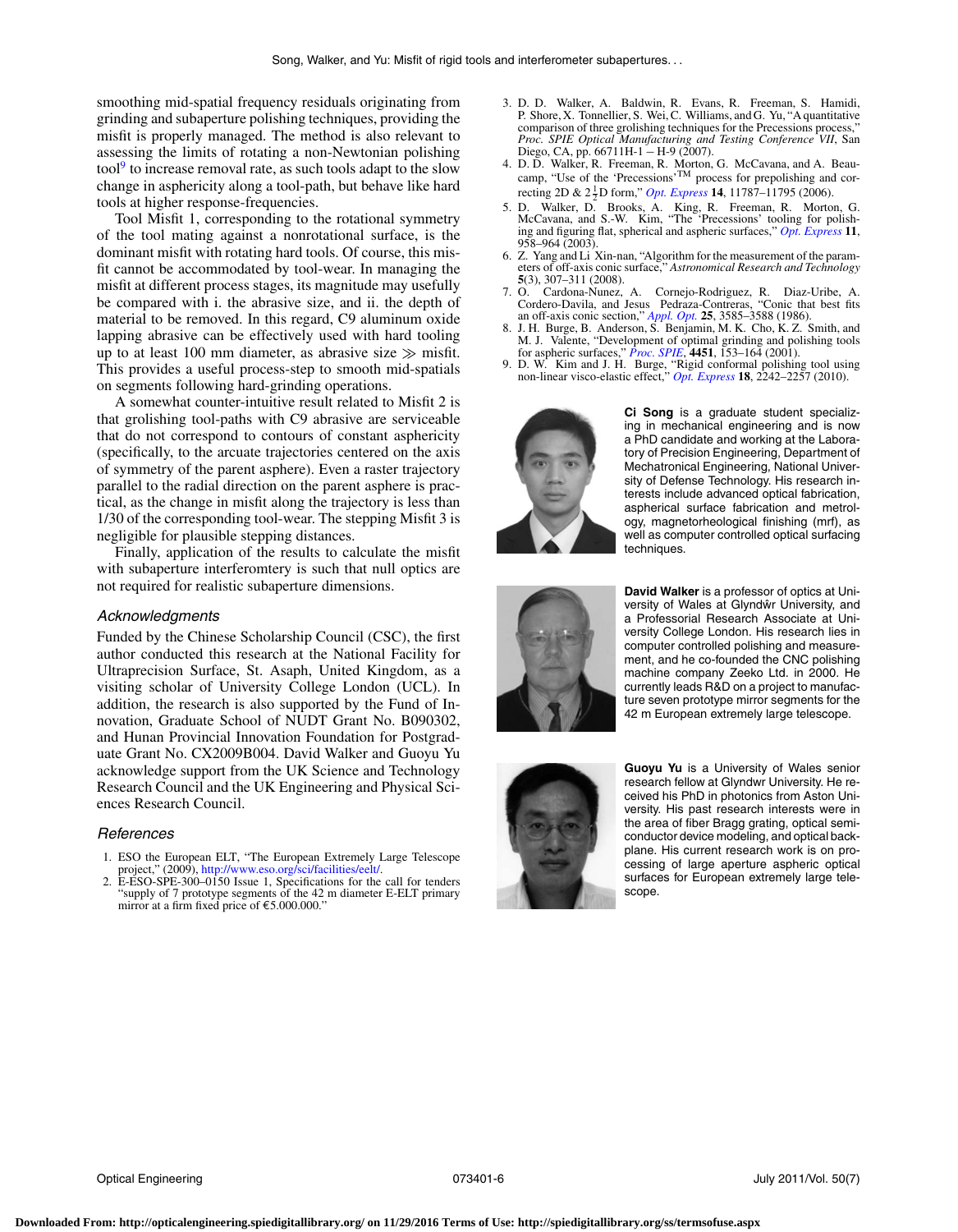smoothing mid-spatial frequency residuals originating from grinding and subaperture polishing techniques, providing the misfit is properly managed. The method is also relevant to assessing the limits of rotating a non-Newtonian polishing tool[9] to increase removal rate, as such tools adapt to the slow change in asphericity along a tool-path, but behave like hard tools at higher response-frequencies.

Tool Misfit 1, corresponding to the rotational symmetry of the tool mating against a nonrotational surface, is the dominant misfit with rotating hard tools. Of course, this misfit cannot be accommodated by tool-wear. In managing the misfit at different process stages, its magnitude may usefully be compared with i. the abrasive size, and ii. the depth of material to be removed. In this regard, C9 aluminum oxide lapping abrasive can be effectively used with hard tooling up to at least 100 mm diameter, as abrasive size $\gg$ misfit. This provides a useful process-step to smooth mid-spatials on segments following hard-grinding operations.

A somewhat counter-intuitive result related to Misfit 2 is that grolishing tool-paths with C9 abrasive are serviceable that do not correspond to contours of constant asphericity (specifically, to the arcuate trajectories centered on the axis of symmetry of the parent asphere). Even a raster trajectory parallel to the radial direction on the parent asphere is practical, as the change in misfit along the trajectory is less than 1/30 of the corresponding tool-wear. The stepping Misfit 3 is negligible for plausible stepping distances.

Finally, application of the results to calculate the misfit with subaperture interferomtery is such that null optics are not required for realistic subaperture dimensions.

### *Acknowledgments*

Funded by the Chinese Scholarship Council (CSC), the first author conducted this research at the National Facility for Ultraprecision Surface, St. Asaph, United Kingdom, as a visiting scholar of University College London (UCL). In addition, the research is also supported by the Fund of Innovation, Graduate School of NUDT Grant No. B090302, and Hunan Provincial Innovation Foundation for Postgraduate Grant No. CX2009B004. David Walker and Guoyu Yu acknowledge support from the UK Science and Technology Research Council and the UK Engineering and Physical Sciences Research Council.

### *References*

1. ESO the European ELT, "The European Extremely Large Telescope project," (2009), http://www.eso.org/sci/facilities/eelt/.
2. E-ESO-SPE-300–0150 Issue 1, Specifications for the call for tenders "supply of 7 prototype segments of the 42 m diameter E-ELT primary mirror at a firm fixed price of €5.000.000."
3. D. D. Walker, A. Baldwin, R. Evans, R. Freeman, S. Hamidi, P. Shore, X. Tonnellier, S. Wei, C. Williams, and G. Yu, "A quantitative comparison of three grolishing techniques for the Precessions process," *Proc. SPIE Optical Manufacturing and Testing Conference VII*, San Diego, CA, pp. 66711H-1 – H-9 (2007).
4. D. D. Walker, R. Freeman, R. Morton, G. McCavana, and A. Beaucamp, "Use of the 'Precessions'TM process for prepolishing and correcting 2D & $2\frac{1}{2}$D form," *Opt. Express* **14**, 11787–11795 (2006).
5. D. Walker, D. Brooks, A. King, R. Freeman, R. Morton, G. McCavana, and S.-W. Kim, "The 'Precessions' tooling for polishing and figuring flat, spherical and aspheric surfaces," *Opt. Express* **11**, 958–964 (2003).
6. Z. Yang and Li Xin-nan, "Algorithm for the measurement of the parameters of off-axis conic surface," *Astronomical Research and Technology* **5**(3), 307–311 (2008).
7. O. Cardona-Nunez, A. Cornejo-Rodriguez, R. Diaz-Uribe, A. Cordero-Davila, and Jesus Pedraza-Contreras, "Conic that best fits an off-axis conic section," *Appl. Opt.* **25**, 3585–3588 (1986).
8. J. H. Burge, B. Anderson, S. Benjamin, M. K. Cho, K. Z. Smith, and M. J. Valente, "Development of optimal grinding and polishing tools for aspheric surfaces," *Proc. SPIE*, **4451**, 153–164 (2001).
9. D. W. Kim and J. H. Burge, "Rigid conformal polishing tool using non-linear visco-elastic effect," *Opt. Express* **18**, 2242–2257 (2010).

**Ci Song** is a graduate student specializing in mechanical engineering and is now a PhD candidate and working at the Laboratory of Precision Engineering, Department of Mechatronical Engineering, National University of Defense Technology. His research interests include advanced optical fabrication, aspherical surface fabrication and metrology, magnetorheological finishing (mrf), as well as computer controlled optical surfacing techniques.

**David Walker** is a professor of optics at University of Wales at Glyndŵr University, and a Professorial Research Associate at University College London. His research lies in computer controlled polishing and measurement, and he co-founded the CNC polishing machine company Zeeko Ltd. in 2000. He currently leads R&D on a project to manufacture seven prototype mirror segments for the 42 m European extremely large telescope.

**Guoyu Yu** is a University of Wales senior research fellow at Glyndwr University. He received his PhD in photonics from Aston University. His past research interests were in the area of fiber Bragg grating, optical semiconductor device modeling, and optical backplane. His current research work is on processing of large aperture aspheric optical surfaces for European extremely large telescope.